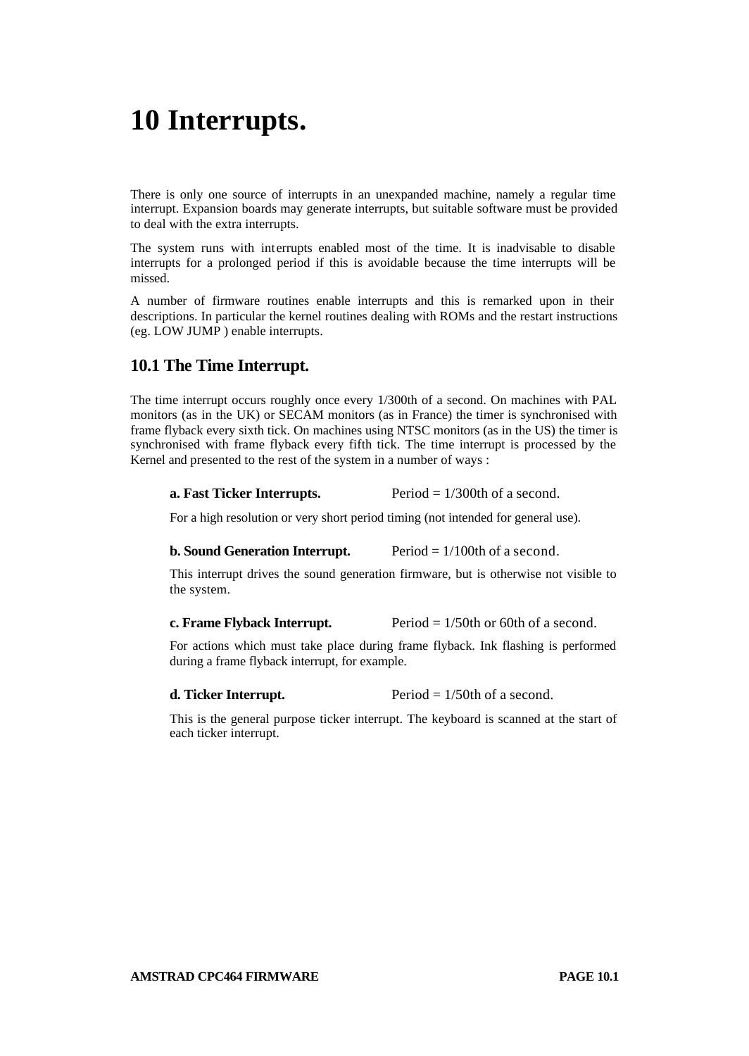# 10 Interrupts.

There is only one source of interrupts in an unexpanded machine, namely a regular time interrupt. Expansion boards may generate interrupts, but suitable software must be provided to deal with the extra interrupts.

The system runs with interrupts enabled most of the time. It is inadvisable to disable interrupts for a prolonged period if this is avoidable because the time interrupts will be missed.

A number of firmware routines enable interrupts and this is remarked upon in their descriptions. In particular the kernel routines dealing with ROMs and the restart instructions (eg. LOW JUMP ) enable interrupts.

## 10.1 The Time Interrupt.

The time interrupt occurs roughly once every 1/300th of a second. On machines with PAL monitors (as in the UK) or SECAM monitors (as in France) the timer is synchronised with frame flyback every sixth tick. On machines using NTSC monitors (as in the US) the timer is synchronised with frame flyback every fifth tick. The time interrupt is processed by the Kernel and presented to the rest of the system in a number of ways :

**a. Fast Ticker Interrupts.** Period = 1/300th of a second.

For a high resolution or very short period timing (not intended for general use).

**b. Sound Generation Interrupt.** Period = 1/100th of a second.

This interrupt drives the sound generation firmware, but is otherwise not visible to the system.

**c. Frame Flyback Interrupt.** Period = 1/50th or 60th of a second.

For actions which must take place during frame flyback. Ink flashing is performed during a frame flyback interrupt, for example.

**d. Ticker Interrupt.** Period = 1/50th of a second.

This is the general purpose ticker interrupt. The keyboard is scanned at the start of each ticker interrupt.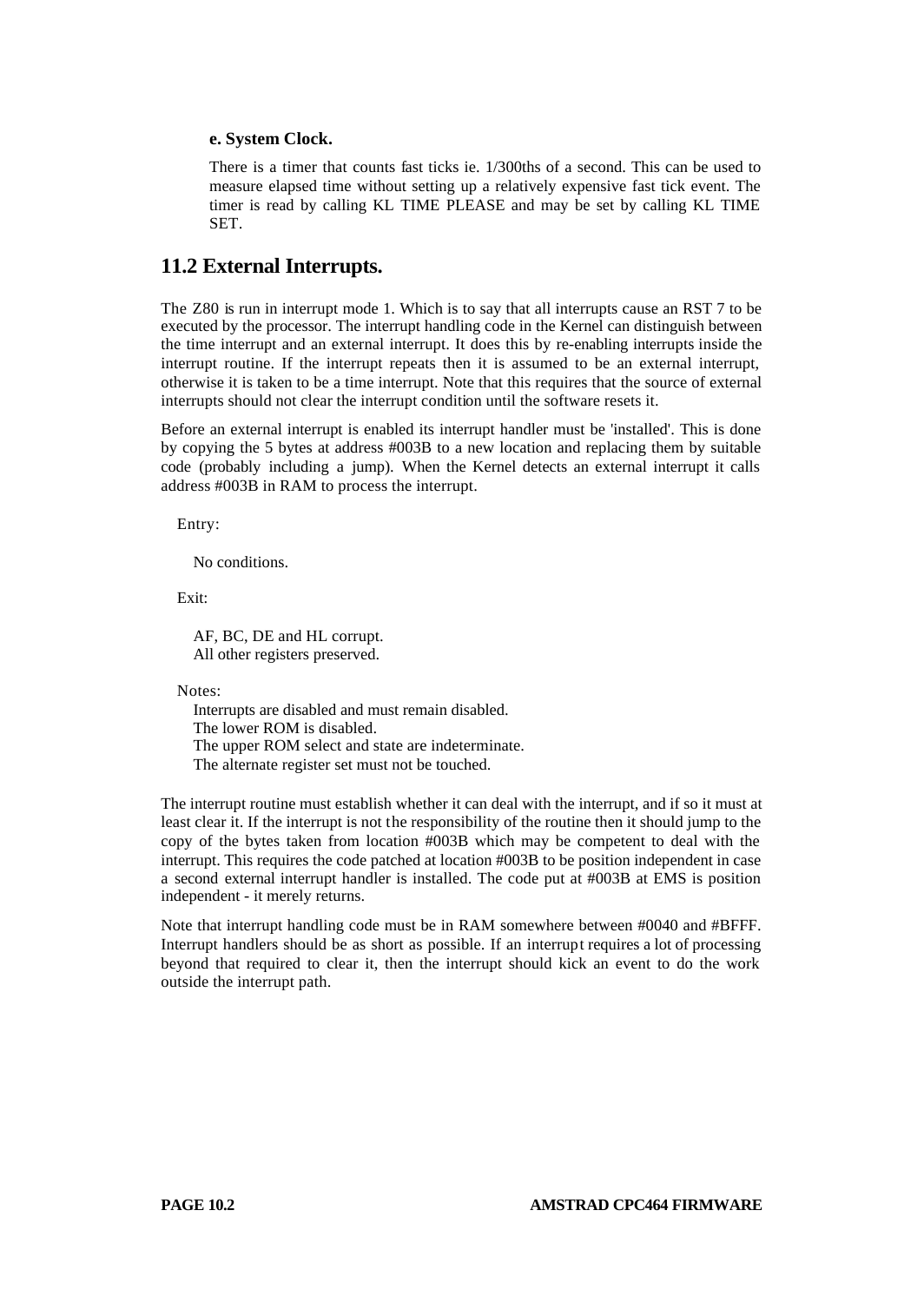**e. System Clock.**

There is a timer that counts fast ticks ie. 1/300ths of a second. This can be used to measure elapsed time without setting up a relatively expensive fast tick event. The timer is read by calling KL TIME PLEASE and may be set by calling KL TIME SET.

## 11.2 External Interrupts.

The Z80 is run in interrupt mode 1. Which is to say that all interrupts cause an RST 7 to be executed by the processor. The interrupt handling code in the Kernel can distinguish between the time interrupt and an external interrupt. It does this by re-enabling interrupts inside the interrupt routine. If the interrupt repeats then it is assumed to be an external interrupt, otherwise it is taken to be a time interrupt. Note that this requires that the source of external interrupts should not clear the interrupt condition until the software resets it.

Before an external interrupt is enabled its interrupt handler must be 'installed'. This is done by copying the 5 bytes at address #003B to a new location and replacing them by suitable code (probably including a jump). When the Kernel detects an external interrupt it calls address #003B in RAM to process the interrupt.

Entry:

No conditions.

Exit:

AF, BC, DE and HL corrupt.
All other registers preserved.

Notes:

Interrupts are disabled and must remain disabled.
The lower ROM is disabled.
The upper ROM select and state are indeterminate.
The alternate register set must not be touched.

The interrupt routine must establish whether it can deal with the interrupt, and if so it must at least clear it. If the interrupt is not the responsibility of the routine then it should jump to the copy of the bytes taken from location #003B which may be competent to deal with the interrupt. This requires the code patched at location #003B to be position independent in case a second external interrupt handler is installed. The code put at #003B at EMS is position independent - it merely returns.

Note that interrupt handling code must be in RAM somewhere between #0040 and #BFFF. Interrupt handlers should be as short as possible. If an interrupt requires a lot of processing beyond that required to clear it, then the interrupt should kick an event to do the work outside the interrupt path.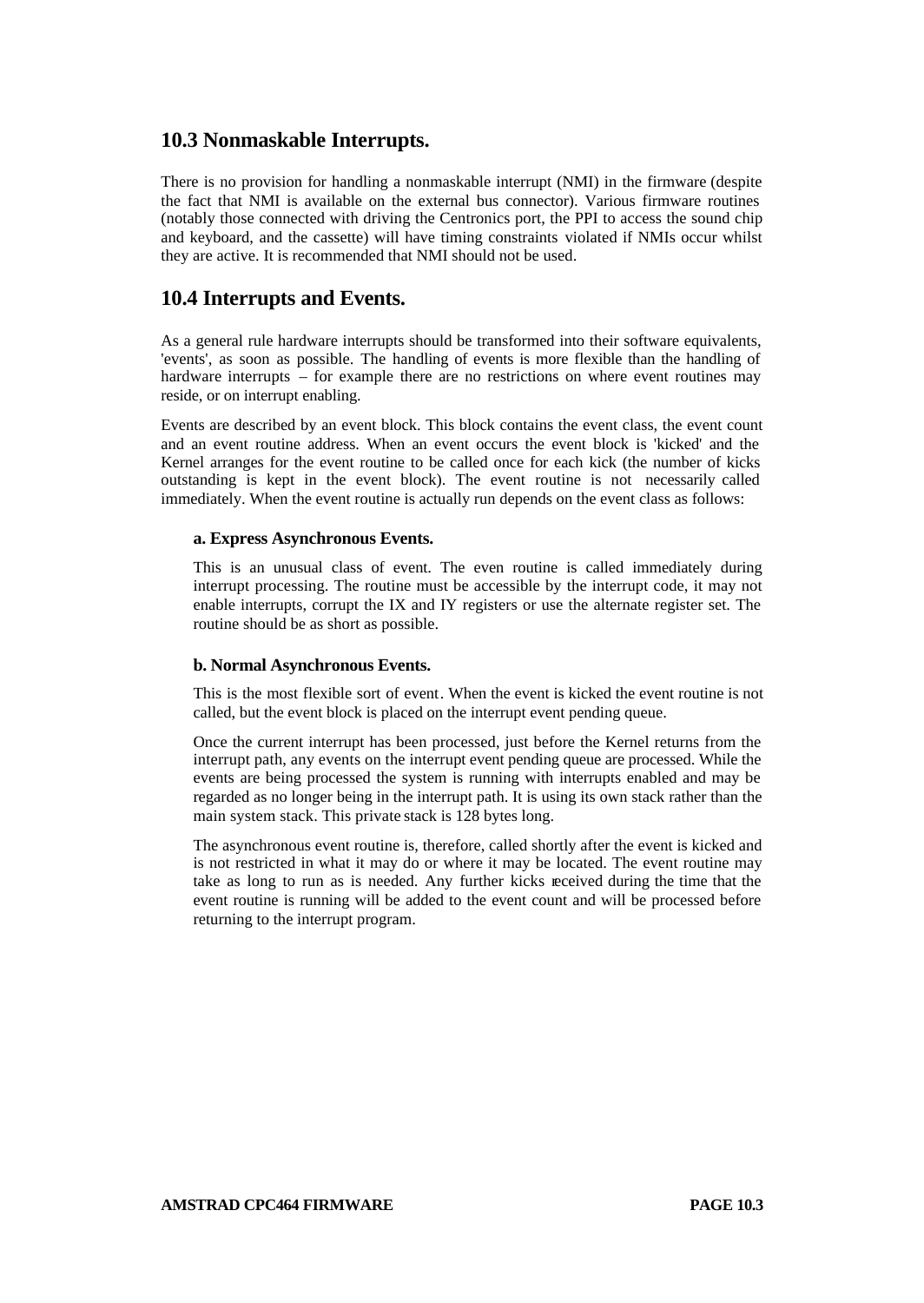## 10.3 Nonmaskable Interrupts.

There is no provision for handling a nonmaskable interrupt (NMI) in the firmware (despite the fact that NMI is available on the external bus connector). Various firmware routines (notably those connected with driving the Centronics port, the PPI to access the sound chip and keyboard, and the cassette) will have timing constraints violated if NMIs occur whilst they are active. It is recommended that NMI should not be used.

## 10.4 Interrupts and Events.

As a general rule hardware interrupts should be transformed into their software equivalents, 'events', as soon as possible. The handling of events is more flexible than the handling of hardware interrupts – for example there are no restrictions on where event routines may reside, or on interrupt enabling.

Events are described by an event block. This block contains the event class, the event count and an event routine address. When an event occurs the event block is 'kicked' and the Kernel arranges for the event routine to be called once for each kick (the number of kicks outstanding is kept in the event block). The event routine is not necessarily called immediately. When the event routine is actually run depends on the event class as follows:

#### a. Express Asynchronous Events.

This is an unusual class of event. The even routine is called immediately during interrupt processing. The routine must be accessible by the interrupt code, it may not enable interrupts, corrupt the IX and IY registers or use the alternate register set. The routine should be as short as possible.

#### b. Normal Asynchronous Events.

This is the most flexible sort of event. When the event is kicked the event routine is not called, but the event block is placed on the interrupt event pending queue.

Once the current interrupt has been processed, just before the Kernel returns from the interrupt path, any events on the interrupt event pending queue are processed. While the events are being processed the system is running with interrupts enabled and may be regarded as no longer being in the interrupt path. It is using its own stack rather than the main system stack. This private stack is 128 bytes long.

The asynchronous event routine is, therefore, called shortly after the event is kicked and is not restricted in what it may do or where it may be located. The event routine may take as long to run as is needed. Any further kicks received during the time that the event routine is running will be added to the event count and will be processed before returning to the interrupt program.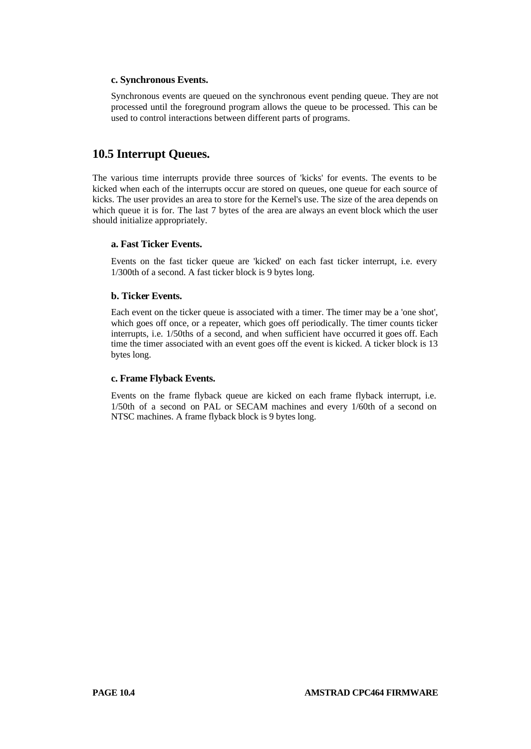### c. Synchronous Events.

Synchronous events are queued on the synchronous event pending queue. They are not processed until the foreground program allows the queue to be processed. This can be used to control interactions between different parts of programs.

## 10.5 Interrupt Queues.

The various time interrupts provide three sources of 'kicks' for events. The events to be kicked when each of the interrupts occur are stored on queues, one queue for each source of kicks. The user provides an area to store for the Kernel's use. The size of the area depends on which queue it is for. The last 7 bytes of the area are always an event block which the user should initialize appropriately.

### a. Fast Ticker Events.

Events on the fast ticker queue are 'kicked' on each fast ticker interrupt, i.e. every 1/300th of a second. A fast ticker block is 9 bytes long.

### b. Ticker Events.

Each event on the ticker queue is associated with a timer. The timer may be a 'one shot', which goes off once, or a repeater, which goes off periodically. The timer counts ticker interrupts, i.e. 1/50ths of a second, and when sufficient have occurred it goes off. Each time the timer associated with an event goes off the event is kicked. A ticker block is 13 bytes long.

### c. Frame Flyback Events.

Events on the frame flyback queue are kicked on each frame flyback interrupt, i.e. 1/50th of a second on PAL or SECAM machines and every 1/60th of a second on NTSC machines. A frame flyback block is 9 bytes long.